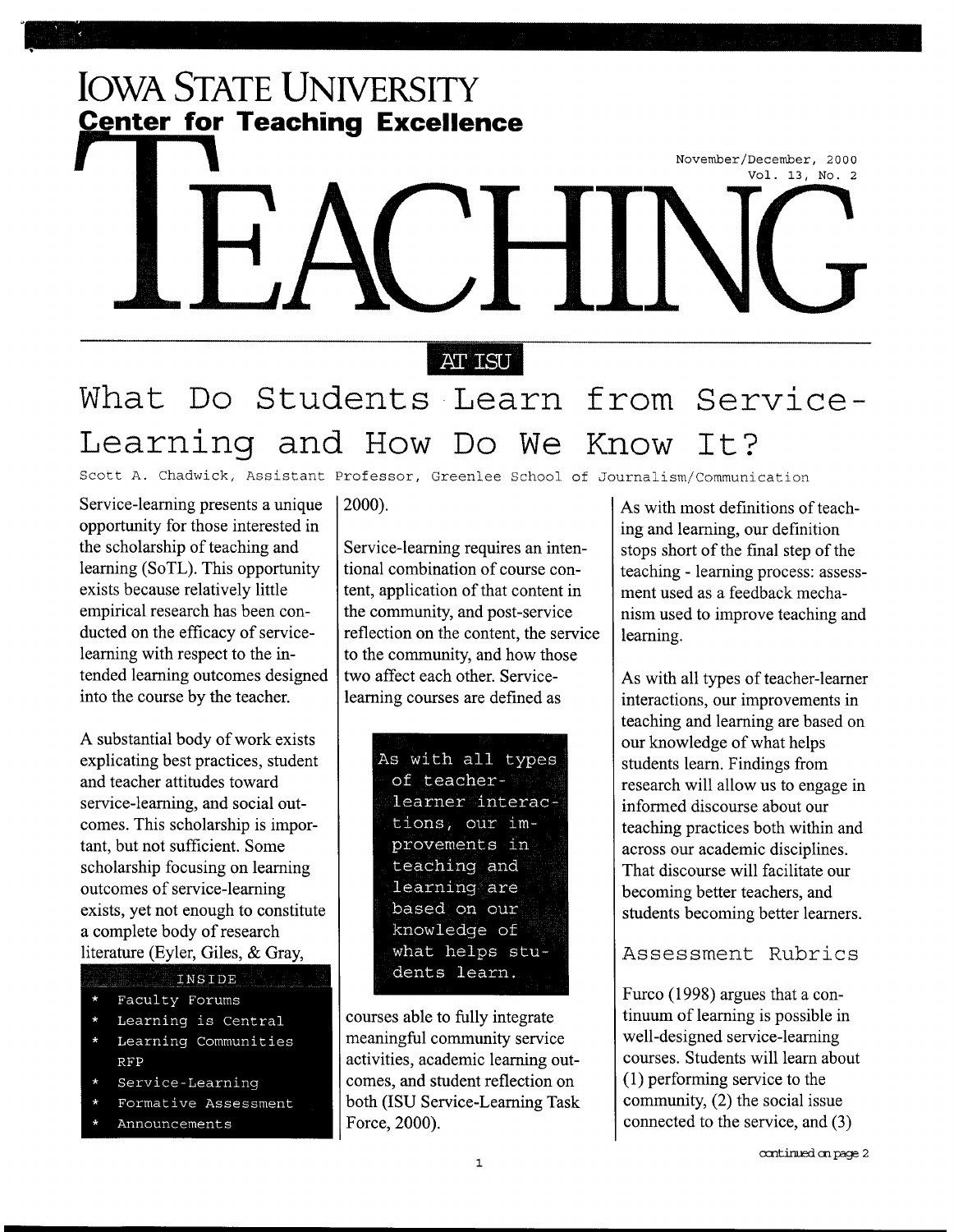# IOWA STATE UNIVERSITY

## Center for Teaching Excellence

November/December, 2000
Vol. 13, No. 2

# TEACHING

AT ISU

## What Do Students Learn from Service-Learning and How Do We Know It?

Scott A. Chadwick, Assistant Professor, Greenlee School of Journalism/Communication

Service-learning presents a unique opportunity for those interested in the scholarship of teaching and learning (SoTL). This opportunity exists because relatively little empirical research has been conducted on the efficacy of service-learning with respect to the intended learning outcomes designed into the course by the teacher.

A substantial body of work exists explicating best practices, student and teacher attitudes toward service-learning, and social outcomes. This scholarship is important, but not sufficient. Some scholarship focusing on learning outcomes of service-learning exists, yet not enough to constitute a complete body of research literature (Eyler, Giles, & Gray, 2000).

Service-learning requires an intentional combination of course content, application of that content in the community, and post-service reflection on the content, the service to the community, and how those two affect each other. Service-learning courses are defined as courses able to fully integrate meaningful community service activities, academic learning outcomes, and student reflection on both (ISU Service-Learning Task Force, 2000).

> As with all types of teacher-learner interactions, our improvements in teaching and learning are based on our knowledge of what helps students learn.

As with most definitions of teaching and learning, our definition stops short of the final step of the teaching - learning process: assessment used as a feedback mechanism used to improve teaching and learning.

As with all types of teacher-learner interactions, our improvements in teaching and learning are based on our knowledge of what helps students learn. Findings from research will allow us to engage in informed discourse about our teaching practices both within and across our academic disciplines. That discourse will facilitate our becoming better teachers, and students becoming better learners.

### Assessment Rubrics

Furco (1998) argues that a continuum of learning is possible in well-designed service-learning courses. Students will learn about (1) performing service to the community, (2) the social issue connected to the service, and (3)

*continued on page 2*

**INSIDE**

* Faculty Forums
* Learning is Central
* Learning Communities RFP
* Service-Learning
* Formative Assessment
* Announcements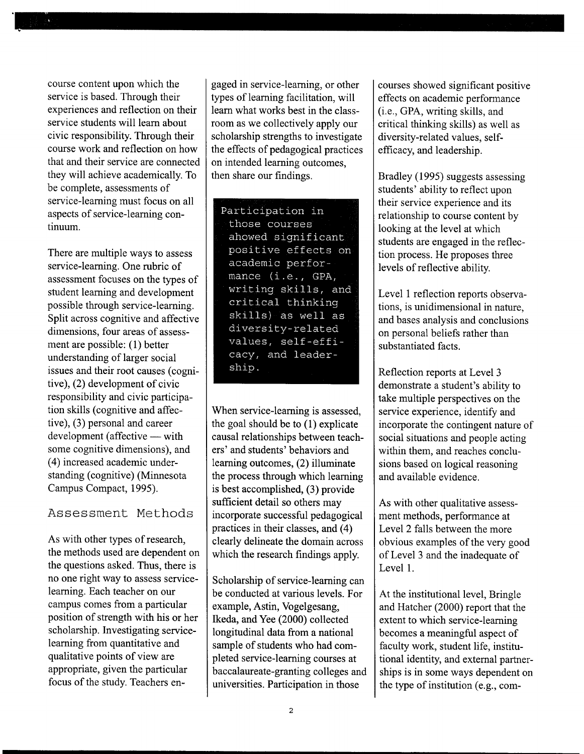course content upon which the service is based. Through their experiences and reflection on their service students will learn about civic responsibility. Through their course work and reflection on how that and their service are connected they will achieve academically. To be complete, assessments of service-learning must focus on all aspects of service-learning continuum.

There are multiple ways to assess service-learning. One rubric of assessment focuses on the types of student learning and development possible through service-learning. Split across cognitive and affective dimensions, four areas of assessment are possible: (1) better understanding of larger social issues and their root causes (cognitive), (2) development of civic responsibility and civic participation skills (cognitive and affective), (3) personal and career development (affective — with some cognitive dimensions), and (4) increased academic understanding (cognitive) (Minnesota Campus Compact, 1995).

## Assessment Methods

As with other types of research, the methods used are dependent on the questions asked. Thus, there is no one right way to assess service-learning. Each teacher on our campus comes from a particular position of strength with his or her scholarship. Investigating service-learning from quantitative and qualitative points of view are appropriate, given the particular focus of the study. Teachers engaged in service-learning, or other types of learning facilitation, will learn what works best in the classroom as we collectively apply our scholarship strengths to investigate the effects of pedagogical practices on intended learning outcomes, then share our findings.

> Participation in those courses showed significant positive effects on academic performance (i.e., GPA, writing skills, and critical thinking skills) as well as diversity-related values, self-efficacy, and leadership.

When service-learning is assessed, the goal should be to (1) explicate causal relationships between teachers' and students' behaviors and learning outcomes, (2) illuminate the process through which learning is best accomplished, (3) provide sufficient detail so others may incorporate successful pedagogical practices in their classes, and (4) clearly delineate the domain across which the research findings apply.

Scholarship of service-learning can be conducted at various levels. For example, Astin, Vogelgesang, Ikeda, and Yee (2000) collected longitudinal data from a national sample of students who had completed service-learning courses at baccalaureate-granting colleges and universities. Participation in those courses showed significant positive effects on academic performance (i.e., GPA, writing skills, and critical thinking skills) as well as diversity-related values, self-efficacy, and leadership.

Bradley (1995) suggests assessing students' ability to reflect upon their service experience and its relationship to course content by looking at the level at which students are engaged in the reflection process. He proposes three levels of reflective ability.

Level 1 reflection reports observations, is unidimensional in nature, and bases analysis and conclusions on personal beliefs rather than substantiated facts.

Reflection reports at Level 3 demonstrate a student's ability to take multiple perspectives on the service experience, identify and incorporate the contingent nature of social situations and people acting within them, and reaches conclusions based on logical reasoning and available evidence.

As with other qualitative assessment methods, performance at Level 2 falls between the more obvious examples of the very good of Level 3 and the inadequate of Level 1.

At the institutional level, Bringle and Hatcher (2000) report that the extent to which service-learning becomes a meaningful aspect of faculty work, student life, institutional identity, and external partnerships is in some ways dependent on the type of institution (e.g., com-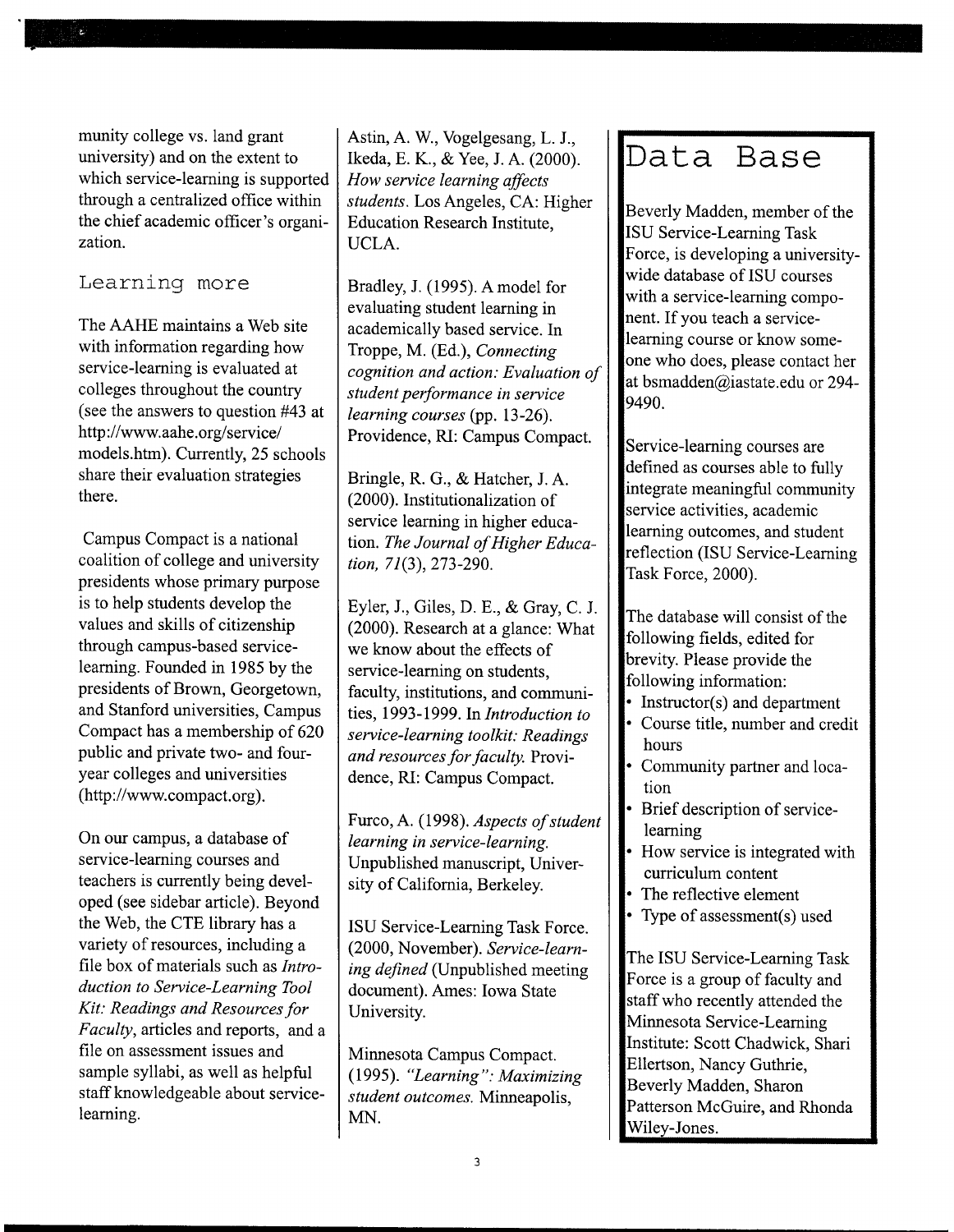munity college vs. land grant university) and on the extent to which service-learning is supported through a centralized office within the chief academic officer's organization.

## Learning more

The AAHE maintains a Web site with information regarding how service-learning is evaluated at colleges throughout the country (see the answers to question #43 at http://www.aahe.org/service/models.htm). Currently, 25 schools share their evaluation strategies there.

Campus Compact is a national coalition of college and university presidents whose primary purpose is to help students develop the values and skills of citizenship through campus-based service-learning. Founded in 1985 by the presidents of Brown, Georgetown, and Stanford universities, Campus Compact has a membership of 620 public and private two- and four-year colleges and universities (http://www.compact.org).

On our campus, a database of service-learning courses and teachers is currently being developed (see sidebar article). Beyond the Web, the CTE library has a variety of resources, including a file box of materials such as *Introduction to Service-Learning Tool Kit: Readings and Resources for Faculty*, articles and reports, and a file on assessment issues and sample syllabi, as well as helpful staff knowledgeable about service-learning.

Astin, A. W., Vogelgesang, L. J., Ikeda, E. K., & Yee, J. A. (2000). *How service learning affects students.* Los Angeles, CA: Higher Education Research Institute, UCLA.

Bradley, J. (1995). A model for evaluating student learning in academically based service. In Troppe, M. (Ed.), *Connecting cognition and action: Evaluation of student performance in service learning courses* (pp. 13-26). Providence, RI: Campus Compact.

Bringle, R. G., & Hatcher, J. A. (2000). Institutionalization of service learning in higher education. *The Journal of Higher Education, 71*(3), 273-290.

Eyler, J., Giles, D. E., & Gray, C. J. (2000). Research at a glance: What we know about the effects of service-learning on students, faculty, institutions, and communities, 1993-1999. In *Introduction to service-learning toolkit: Readings and resources for faculty.* Providence, RI: Campus Compact.

Furco, A. (1998). *Aspects of student learning in service-learning.* Unpublished manuscript, University of California, Berkeley.

ISU Service-Learning Task Force. (2000, November). *Service-learning defined* (Unpublished meeting document). Ames: Iowa State University.

Minnesota Campus Compact. (1995). *"Learning": Maximizing student outcomes.* Minneapolis, MN.

## Data Base

Beverly Madden, member of the ISU Service-Learning Task Force, is developing a university-wide database of ISU courses with a service-learning component. If you teach a service-learning course or know someone who does, please contact her at bsmadden@iastate.edu or 294-9490.

Service-learning courses are defined as courses able to fully integrate meaningful community service activities, academic learning outcomes, and student reflection (ISU Service-Learning Task Force, 2000).

The database will consist of the following fields, edited for brevity. Please provide the following information:

- Instructor(s) and department
- Course title, number and credit hours
- Community partner and location
- Brief description of service-learning
- How service is integrated with curriculum content
- The reflective element
- Type of assessment(s) used

The ISU Service-Learning Task Force is a group of faculty and staff who recently attended the Minnesota Service-Learning Institute: Scott Chadwick, Shari Ellertson, Nancy Guthrie, Beverly Madden, Sharon Patterson McGuire, and Rhonda Wiley-Jones.